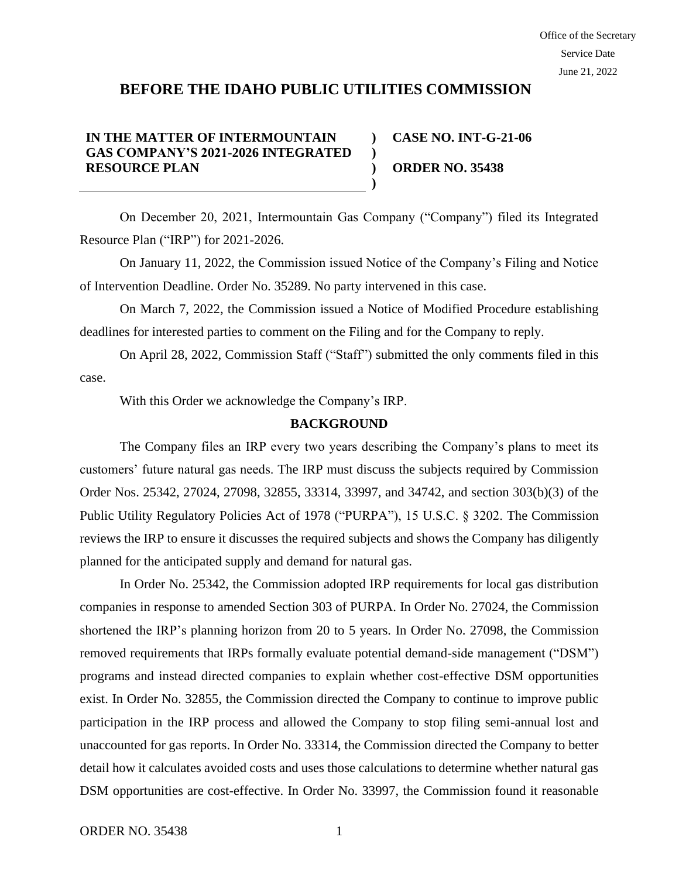Office of the Secretary
Service Date
June 21, 2022

# BEFORE THE IDAHO PUBLIC UTILITIES COMMISSION

| | | |
|---|---|---|
| **IN THE MATTER OF INTERMOUNTAIN GAS COMPANY'S 2021-2026 INTEGRATED RESOURCE PLAN** | ) ) ) ) | **CASE NO. INT-G-21-06** **ORDER NO. 35438** |

On December 20, 2021, Intermountain Gas Company ("Company") filed its Integrated Resource Plan ("IRP") for 2021-2026.

On January 11, 2022, the Commission issued Notice of the Company's Filing and Notice of Intervention Deadline. Order No. 35289. No party intervened in this case.

On March 7, 2022, the Commission issued a Notice of Modified Procedure establishing deadlines for interested parties to comment on the Filing and for the Company to reply.

On April 28, 2022, Commission Staff ("Staff") submitted the only comments filed in this case.

With this Order we acknowledge the Company's IRP.

## BACKGROUND

The Company files an IRP every two years describing the Company's plans to meet its customers' future natural gas needs. The IRP must discuss the subjects required by Commission Order Nos. 25342, 27024, 27098, 32855, 33314, 33997, and 34742, and section 303(b)(3) of the Public Utility Regulatory Policies Act of 1978 ("PURPA"), 15 U.S.C. § 3202. The Commission reviews the IRP to ensure it discusses the required subjects and shows the Company has diligently planned for the anticipated supply and demand for natural gas.

In Order No. 25342, the Commission adopted IRP requirements for local gas distribution companies in response to amended Section 303 of PURPA. In Order No. 27024, the Commission shortened the IRP's planning horizon from 20 to 5 years. In Order No. 27098, the Commission removed requirements that IRPs formally evaluate potential demand-side management ("DSM") programs and instead directed companies to explain whether cost-effective DSM opportunities exist. In Order No. 32855, the Commission directed the Company to continue to improve public participation in the IRP process and allowed the Company to stop filing semi-annual lost and unaccounted for gas reports. In Order No. 33314, the Commission directed the Company to better detail how it calculates avoided costs and uses those calculations to determine whether natural gas DSM opportunities are cost-effective. In Order No. 33997, the Commission found it reasonable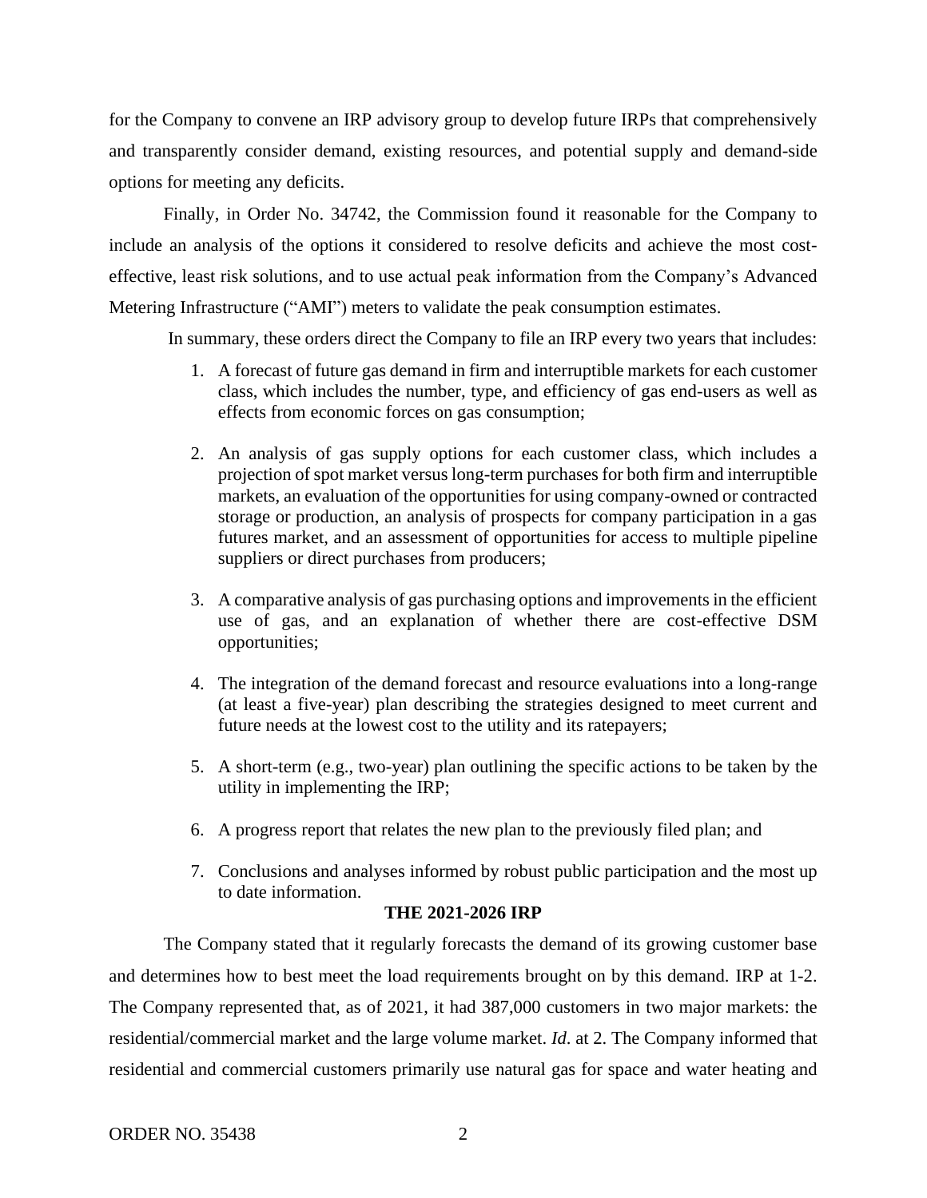for the Company to convene an IRP advisory group to develop future IRPs that comprehensively and transparently consider demand, existing resources, and potential supply and demand-side options for meeting any deficits.

Finally, in Order No. 34742, the Commission found it reasonable for the Company to include an analysis of the options it considered to resolve deficits and achieve the most cost-effective, least risk solutions, and to use actual peak information from the Company's Advanced Metering Infrastructure ("AMI") meters to validate the peak consumption estimates.

In summary, these orders direct the Company to file an IRP every two years that includes:

1. A forecast of future gas demand in firm and interruptible markets for each customer class, which includes the number, type, and efficiency of gas end-users as well as effects from economic forces on gas consumption;

2. An analysis of gas supply options for each customer class, which includes a projection of spot market versus long-term purchases for both firm and interruptible markets, an evaluation of the opportunities for using company-owned or contracted storage or production, an analysis of prospects for company participation in a gas futures market, and an assessment of opportunities for access to multiple pipeline suppliers or direct purchases from producers;

3. A comparative analysis of gas purchasing options and improvements in the efficient use of gas, and an explanation of whether there are cost-effective DSM opportunities;

4. The integration of the demand forecast and resource evaluations into a long-range (at least a five-year) plan describing the strategies designed to meet current and future needs at the lowest cost to the utility and its ratepayers;

5. A short-term (e.g., two-year) plan outlining the specific actions to be taken by the utility in implementing the IRP;

6. A progress report that relates the new plan to the previously filed plan; and

7. Conclusions and analyses informed by robust public participation and the most up to date information.

**THE 2021-2026 IRP**

The Company stated that it regularly forecasts the demand of its growing customer base and determines how to best meet the load requirements brought on by this demand. IRP at 1-2. The Company represented that, as of 2021, it had 387,000 customers in two major markets: the residential/commercial market and the large volume market. *Id*. at 2. The Company informed that residential and commercial customers primarily use natural gas for space and water heating and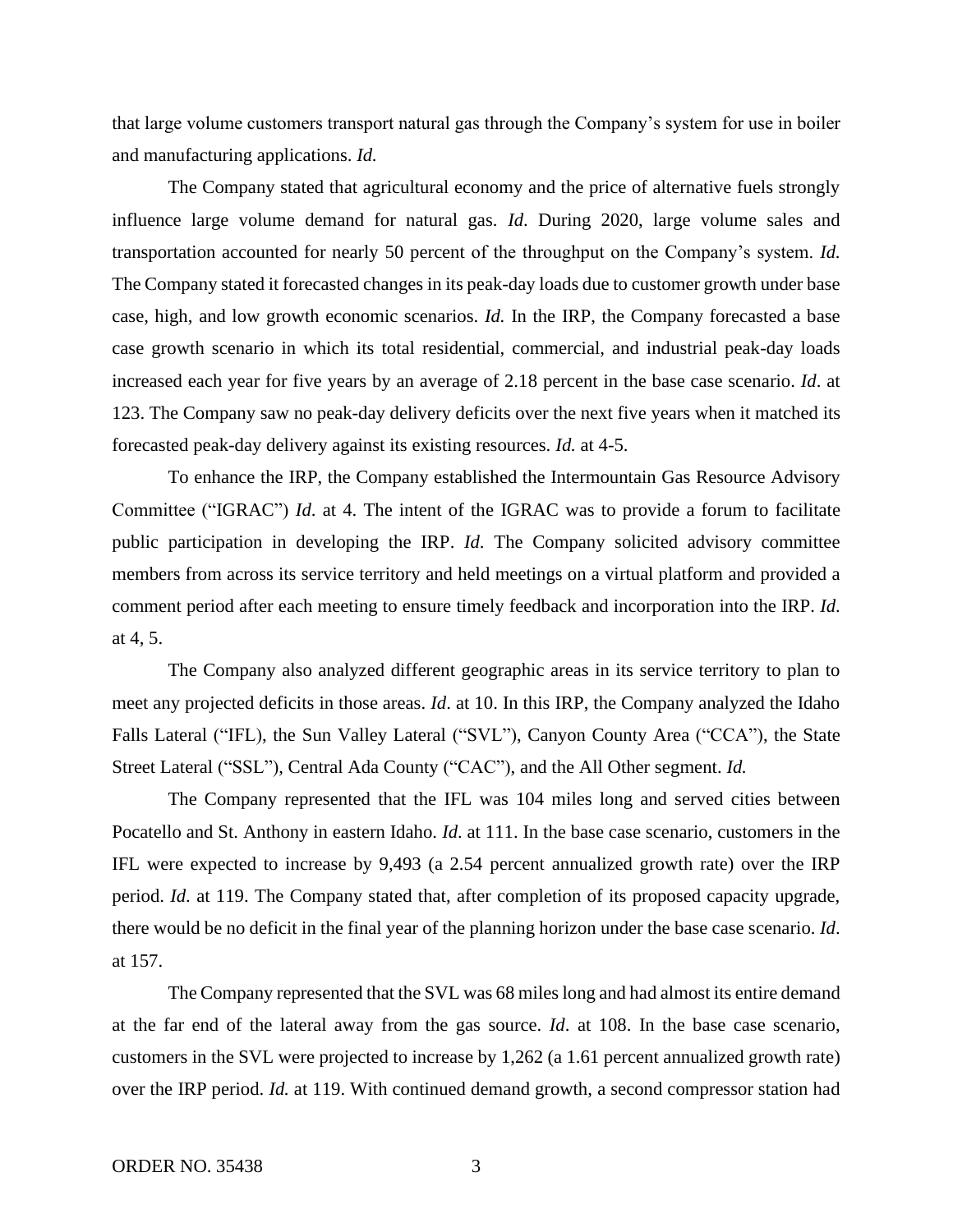that large volume customers transport natural gas through the Company's system for use in boiler and manufacturing applications. *Id.*

The Company stated that agricultural economy and the price of alternative fuels strongly influence large volume demand for natural gas. *Id*. During 2020, large volume sales and transportation accounted for nearly 50 percent of the throughput on the Company's system. *Id.* The Company stated it forecasted changes in its peak-day loads due to customer growth under base case, high, and low growth economic scenarios. *Id.* In the IRP, the Company forecasted a base case growth scenario in which its total residential, commercial, and industrial peak-day loads increased each year for five years by an average of 2.18 percent in the base case scenario. *Id*. at 123. The Company saw no peak-day delivery deficits over the next five years when it matched its forecasted peak-day delivery against its existing resources. *Id.* at 4-5.

To enhance the IRP, the Company established the Intermountain Gas Resource Advisory Committee ("IGRAC") *Id.* at 4. The intent of the IGRAC was to provide a forum to facilitate public participation in developing the IRP. *Id*. The Company solicited advisory committee members from across its service territory and held meetings on a virtual platform and provided a comment period after each meeting to ensure timely feedback and incorporation into the IRP. *Id*. at 4, 5.

The Company also analyzed different geographic areas in its service territory to plan to meet any projected deficits in those areas. *Id*. at 10. In this IRP, the Company analyzed the Idaho Falls Lateral ("IFL), the Sun Valley Lateral ("SVL"), Canyon County Area ("CCA"), the State Street Lateral ("SSL"), Central Ada County ("CAC"), and the All Other segment. *Id.*

The Company represented that the IFL was 104 miles long and served cities between Pocatello and St. Anthony in eastern Idaho. *Id*. at 111. In the base case scenario, customers in the IFL were expected to increase by 9,493 (a 2.54 percent annualized growth rate) over the IRP period. *Id.* at 119. The Company stated that, after completion of its proposed capacity upgrade, there would be no deficit in the final year of the planning horizon under the base case scenario. *Id*. at 157.

The Company represented that the SVL was 68 miles long and had almost its entire demand at the far end of the lateral away from the gas source. *Id.* at 108. In the base case scenario, customers in the SVL were projected to increase by 1,262 (a 1.61 percent annualized growth rate) over the IRP period. *Id.* at 119. With continued demand growth, a second compressor station had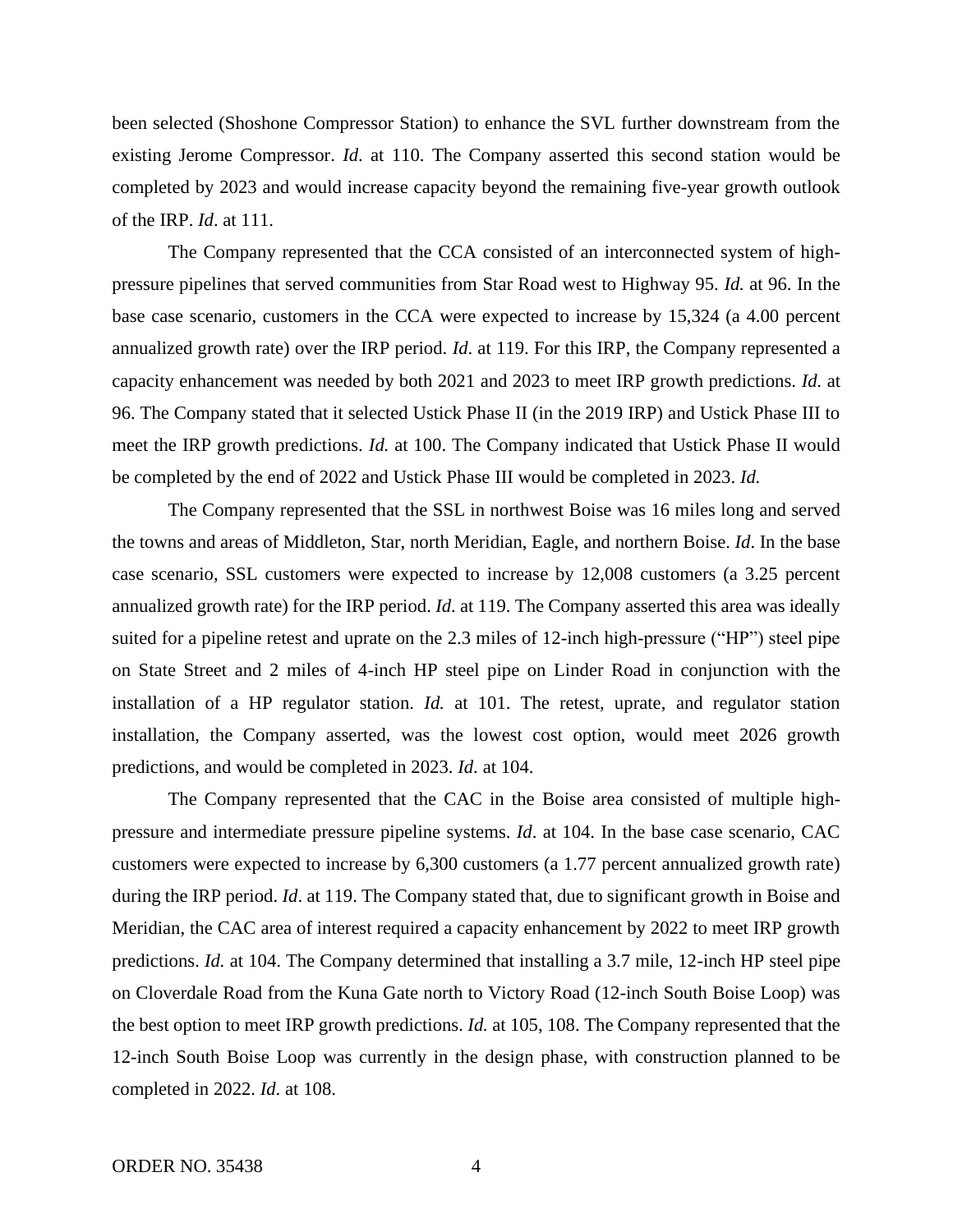been selected (Shoshone Compressor Station) to enhance the SVL further downstream from the existing Jerome Compressor. *Id*. at 110. The Company asserted this second station would be completed by 2023 and would increase capacity beyond the remaining five-year growth outlook of the IRP. *Id*. at 111.

The Company represented that the CCA consisted of an interconnected system of high-pressure pipelines that served communities from Star Road west to Highway 95. *Id.* at 96. In the base case scenario, customers in the CCA were expected to increase by 15,324 (a 4.00 percent annualized growth rate) over the IRP period. *Id*. at 119. For this IRP, the Company represented a capacity enhancement was needed by both 2021 and 2023 to meet IRP growth predictions. *Id.* at 96. The Company stated that it selected Ustick Phase II (in the 2019 IRP) and Ustick Phase III to meet the IRP growth predictions. *Id.* at 100. The Company indicated that Ustick Phase II would be completed by the end of 2022 and Ustick Phase III would be completed in 2023. *Id.*

The Company represented that the SSL in northwest Boise was 16 miles long and served the towns and areas of Middleton, Star, north Meridian, Eagle, and northern Boise. *Id*. In the base case scenario, SSL customers were expected to increase by 12,008 customers (a 3.25 percent annualized growth rate) for the IRP period. *Id*. at 119. The Company asserted this area was ideally suited for a pipeline retest and uprate on the 2.3 miles of 12-inch high-pressure ("HP") steel pipe on State Street and 2 miles of 4-inch HP steel pipe on Linder Road in conjunction with the installation of a HP regulator station. *Id.* at 101. The retest, uprate, and regulator station installation, the Company asserted, was the lowest cost option, would meet 2026 growth predictions, and would be completed in 2023. *Id.* at 104.

The Company represented that the CAC in the Boise area consisted of multiple high-pressure and intermediate pressure pipeline systems. *Id*. at 104. In the base case scenario, CAC customers were expected to increase by 6,300 customers (a 1.77 percent annualized growth rate) during the IRP period. *Id*. at 119. The Company stated that, due to significant growth in Boise and Meridian, the CAC area of interest required a capacity enhancement by 2022 to meet IRP growth predictions. *Id.* at 104. The Company determined that installing a 3.7 mile, 12-inch HP steel pipe on Cloverdale Road from the Kuna Gate north to Victory Road (12-inch South Boise Loop) was the best option to meet IRP growth predictions. *Id.* at 105, 108. The Company represented that the 12-inch South Boise Loop was currently in the design phase, with construction planned to be completed in 2022. *Id.* at 108.

ORDER NO. 35438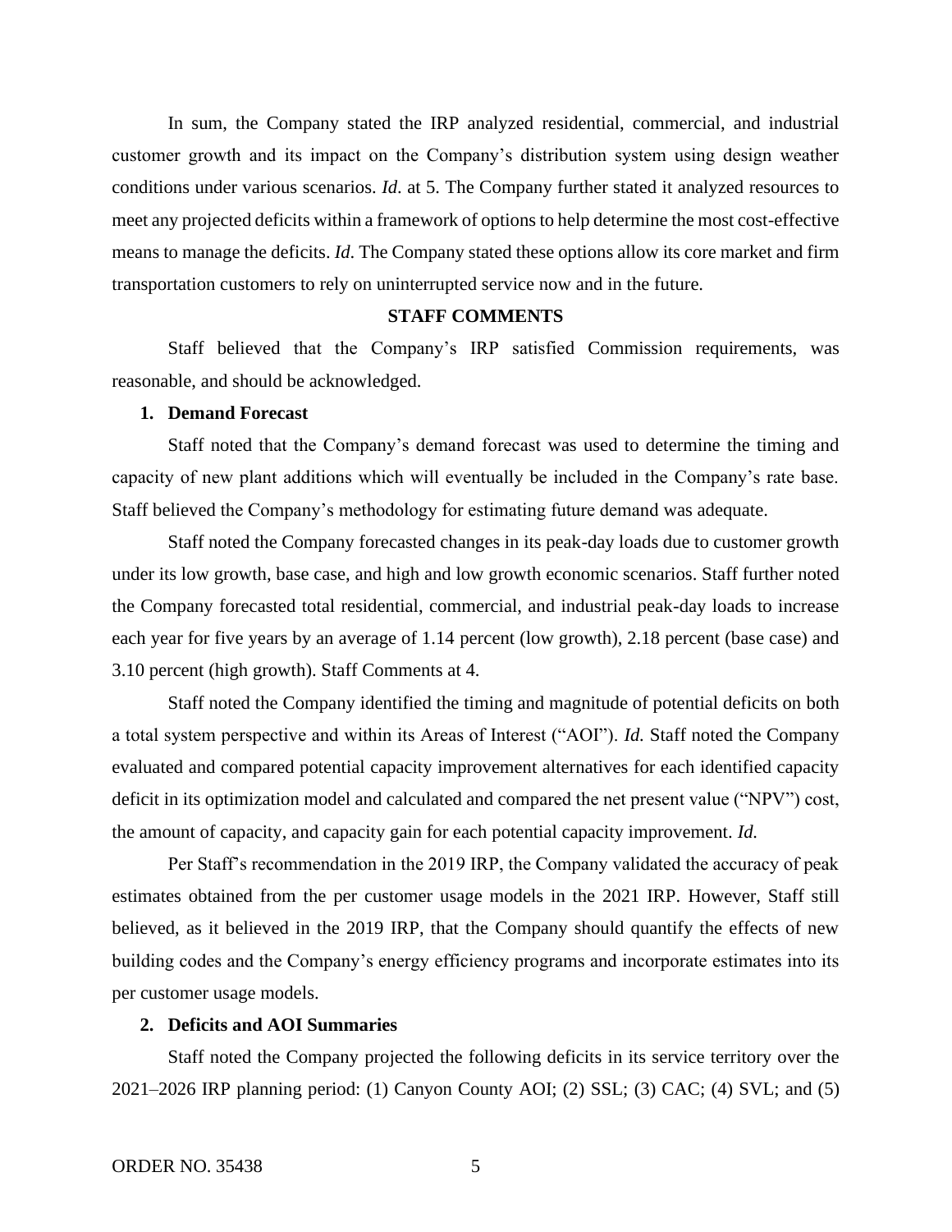In sum, the Company stated the IRP analyzed residential, commercial, and industrial customer growth and its impact on the Company's distribution system using design weather conditions under various scenarios. *Id*. at 5. The Company further stated it analyzed resources to meet any projected deficits within a framework of options to help determine the most cost-effective means to manage the deficits. *Id*. The Company stated these options allow its core market and firm transportation customers to rely on uninterrupted service now and in the future.

## STAFF COMMENTS

Staff believed that the Company's IRP satisfied Commission requirements, was reasonable, and should be acknowledged.

### 1. Demand Forecast

Staff noted that the Company's demand forecast was used to determine the timing and capacity of new plant additions which will eventually be included in the Company's rate base. Staff believed the Company's methodology for estimating future demand was adequate.

Staff noted the Company forecasted changes in its peak-day loads due to customer growth under its low growth, base case, and high and low growth economic scenarios. Staff further noted the Company forecasted total residential, commercial, and industrial peak-day loads to increase each year for five years by an average of 1.14 percent (low growth), 2.18 percent (base case) and 3.10 percent (high growth). Staff Comments at 4.

Staff noted the Company identified the timing and magnitude of potential deficits on both a total system perspective and within its Areas of Interest ("AOI"). *Id.* Staff noted the Company evaluated and compared potential capacity improvement alternatives for each identified capacity deficit in its optimization model and calculated and compared the net present value ("NPV") cost, the amount of capacity, and capacity gain for each potential capacity improvement. *Id.*

Per Staff's recommendation in the 2019 IRP, the Company validated the accuracy of peak estimates obtained from the per customer usage models in the 2021 IRP. However, Staff still believed, as it believed in the 2019 IRP, that the Company should quantify the effects of new building codes and the Company's energy efficiency programs and incorporate estimates into its per customer usage models.

### 2. Deficits and AOI Summaries

Staff noted the Company projected the following deficits in its service territory over the 2021–2026 IRP planning period: (1) Canyon County AOI; (2) SSL; (3) CAC; (4) SVL; and (5)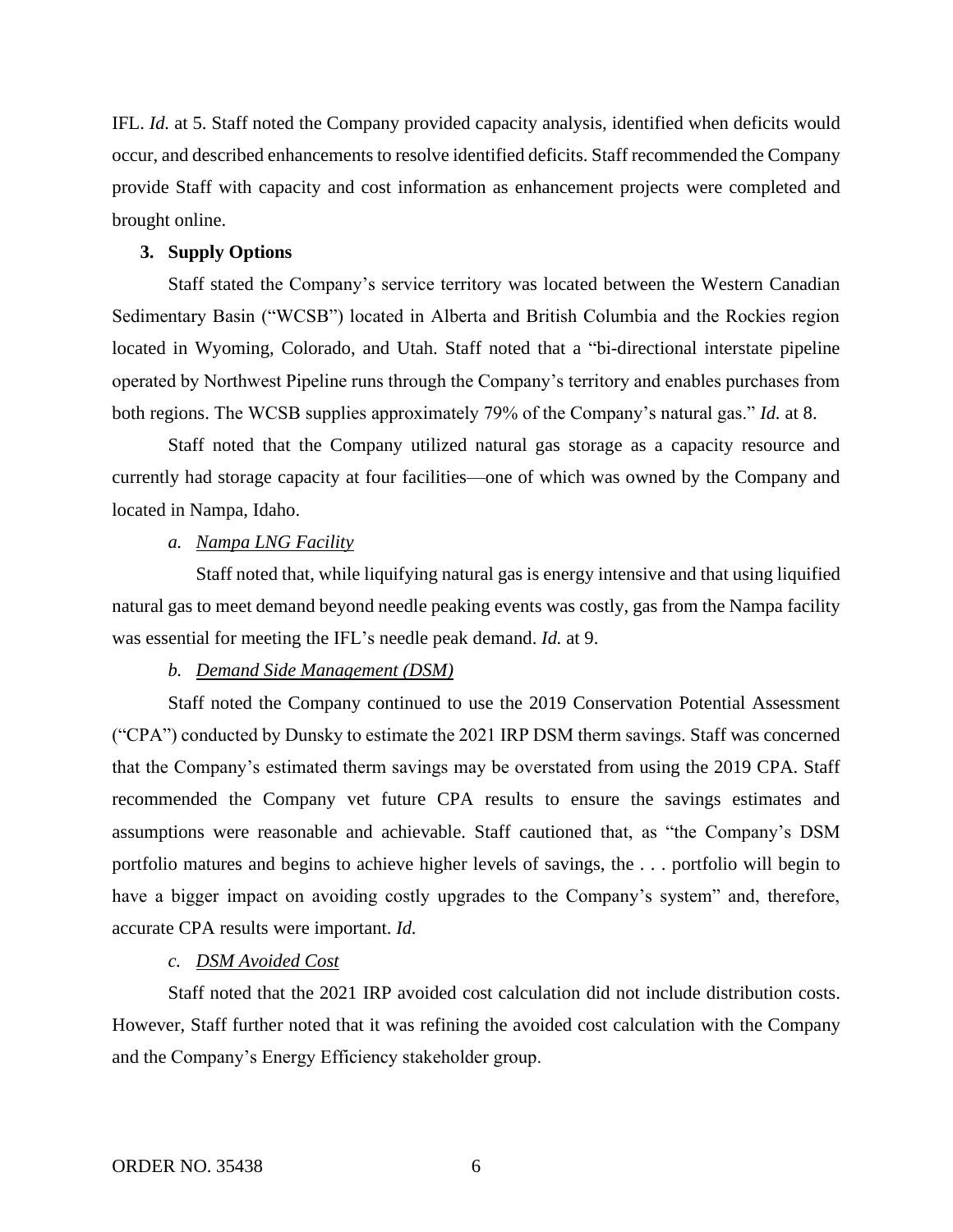IFL. *Id.* at 5. Staff noted the Company provided capacity analysis, identified when deficits would occur, and described enhancements to resolve identified deficits. Staff recommended the Company provide Staff with capacity and cost information as enhancement projects were completed and brought online.

**3. Supply Options**

Staff stated the Company's service territory was located between the Western Canadian Sedimentary Basin ("WCSB") located in Alberta and British Columbia and the Rockies region located in Wyoming, Colorado, and Utah. Staff noted that a "bi-directional interstate pipeline operated by Northwest Pipeline runs through the Company's territory and enables purchases from both regions. The WCSB supplies approximately 79% of the Company's natural gas." *Id.* at 8.

Staff noted that the Company utilized natural gas storage as a capacity resource and currently had storage capacity at four facilities—one of which was owned by the Company and located in Nampa, Idaho.

*a. Nampa LNG Facility*

Staff noted that, while liquifying natural gas is energy intensive and that using liquified natural gas to meet demand beyond needle peaking events was costly, gas from the Nampa facility was essential for meeting the IFL's needle peak demand. *Id.* at 9.

*b. Demand Side Management (DSM)*

Staff noted the Company continued to use the 2019 Conservation Potential Assessment ("CPA") conducted by Dunsky to estimate the 2021 IRP DSM therm savings. Staff was concerned that the Company's estimated therm savings may be overstated from using the 2019 CPA. Staff recommended the Company vet future CPA results to ensure the savings estimates and assumptions were reasonable and achievable. Staff cautioned that, as "the Company's DSM portfolio matures and begins to achieve higher levels of savings, the . . . portfolio will begin to have a bigger impact on avoiding costly upgrades to the Company's system" and, therefore, accurate CPA results were important. *Id.*

*c. DSM Avoided Cost*

Staff noted that the 2021 IRP avoided cost calculation did not include distribution costs. However, Staff further noted that it was refining the avoided cost calculation with the Company and the Company's Energy Efficiency stakeholder group.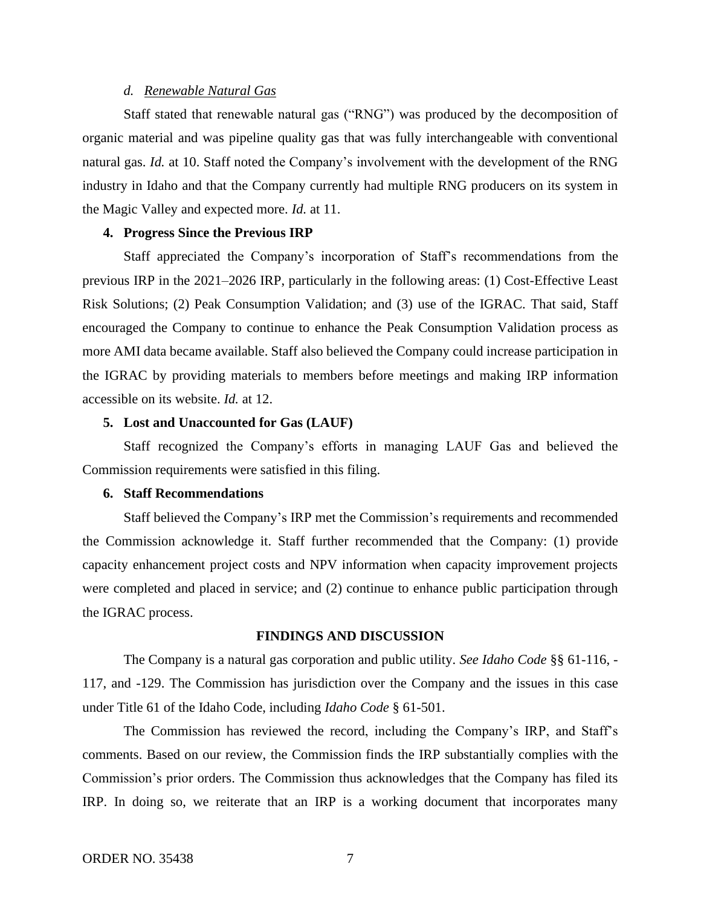*d. Renewable Natural Gas*

Staff stated that renewable natural gas ("RNG") was produced by the decomposition of organic material and was pipeline quality gas that was fully interchangeable with conventional natural gas. *Id.* at 10. Staff noted the Company's involvement with the development of the RNG industry in Idaho and that the Company currently had multiple RNG producers on its system in the Magic Valley and expected more. *Id.* at 11.

**4. Progress Since the Previous IRP**

Staff appreciated the Company's incorporation of Staff's recommendations from the previous IRP in the 2021–2026 IRP, particularly in the following areas: (1) Cost-Effective Least Risk Solutions; (2) Peak Consumption Validation; and (3) use of the IGRAC. That said, Staff encouraged the Company to continue to enhance the Peak Consumption Validation process as more AMI data became available. Staff also believed the Company could increase participation in the IGRAC by providing materials to members before meetings and making IRP information accessible on its website. *Id.* at 12.

**5. Lost and Unaccounted for Gas (LAUF)**

Staff recognized the Company's efforts in managing LAUF Gas and believed the Commission requirements were satisfied in this filing.

**6. Staff Recommendations**

Staff believed the Company's IRP met the Commission's requirements and recommended the Commission acknowledge it. Staff further recommended that the Company: (1) provide capacity enhancement project costs and NPV information when capacity improvement projects were completed and placed in service; and (2) continue to enhance public participation through the IGRAC process.

## FINDINGS AND DISCUSSION

The Company is a natural gas corporation and public utility. *See Idaho Code* §§ 61-116, -117, and -129. The Commission has jurisdiction over the Company and the issues in this case under Title 61 of the Idaho Code, including *Idaho Code* § 61-501.

The Commission has reviewed the record, including the Company's IRP, and Staff's comments. Based on our review, the Commission finds the IRP substantially complies with the Commission's prior orders. The Commission thus acknowledges that the Company has filed its IRP. In doing so, we reiterate that an IRP is a working document that incorporates many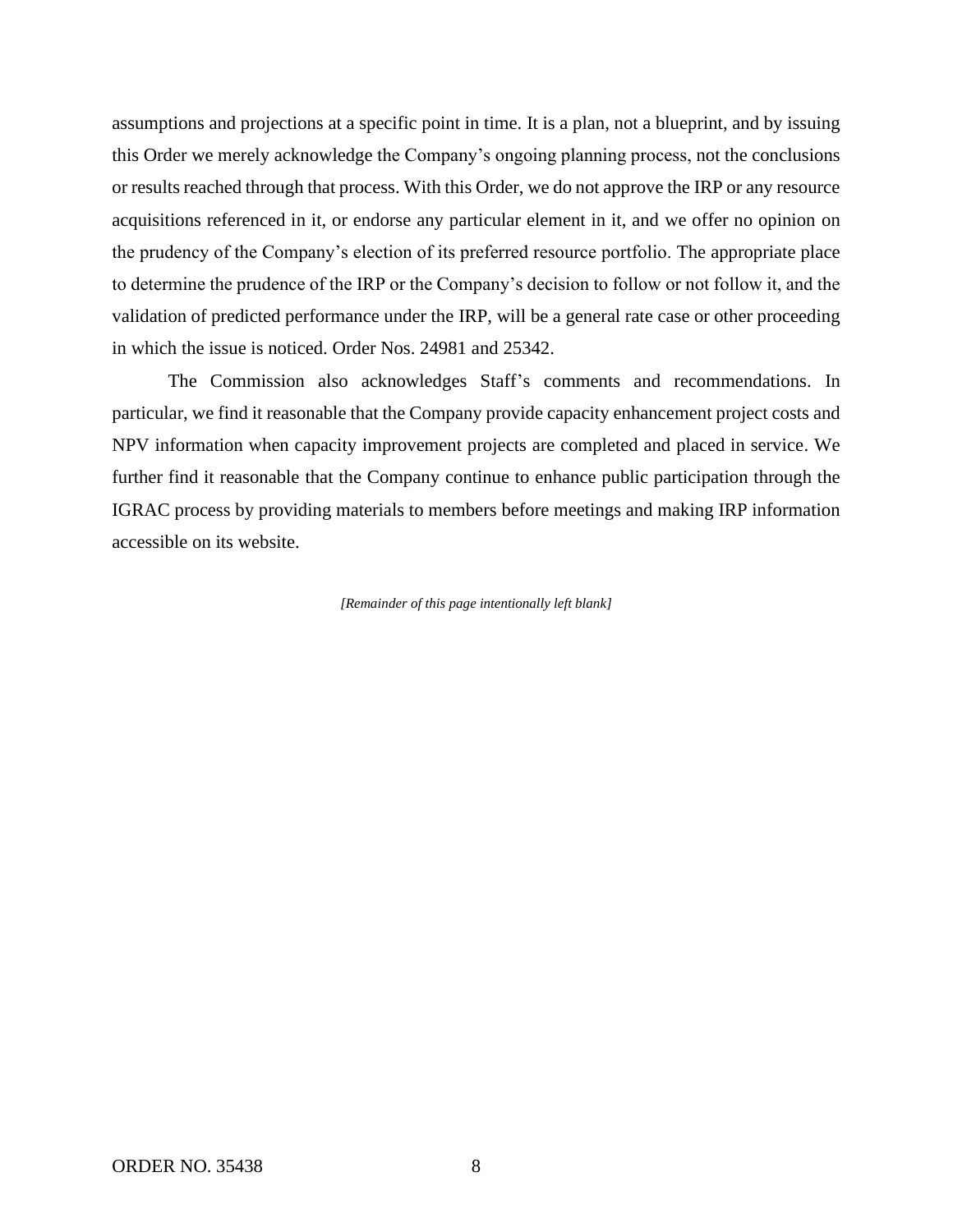assumptions and projections at a specific point in time. It is a plan, not a blueprint, and by issuing this Order we merely acknowledge the Company's ongoing planning process, not the conclusions or results reached through that process. With this Order, we do not approve the IRP or any resource acquisitions referenced in it, or endorse any particular element in it, and we offer no opinion on the prudency of the Company's election of its preferred resource portfolio. The appropriate place to determine the prudence of the IRP or the Company's decision to follow or not follow it, and the validation of predicted performance under the IRP, will be a general rate case or other proceeding in which the issue is noticed. Order Nos. 24981 and 25342.

The Commission also acknowledges Staff's comments and recommendations. In particular, we find it reasonable that the Company provide capacity enhancement project costs and NPV information when capacity improvement projects are completed and placed in service. We further find it reasonable that the Company continue to enhance public participation through the IGRAC process by providing materials to members before meetings and making IRP information accessible on its website.

*[Remainder of this page intentionally left blank]*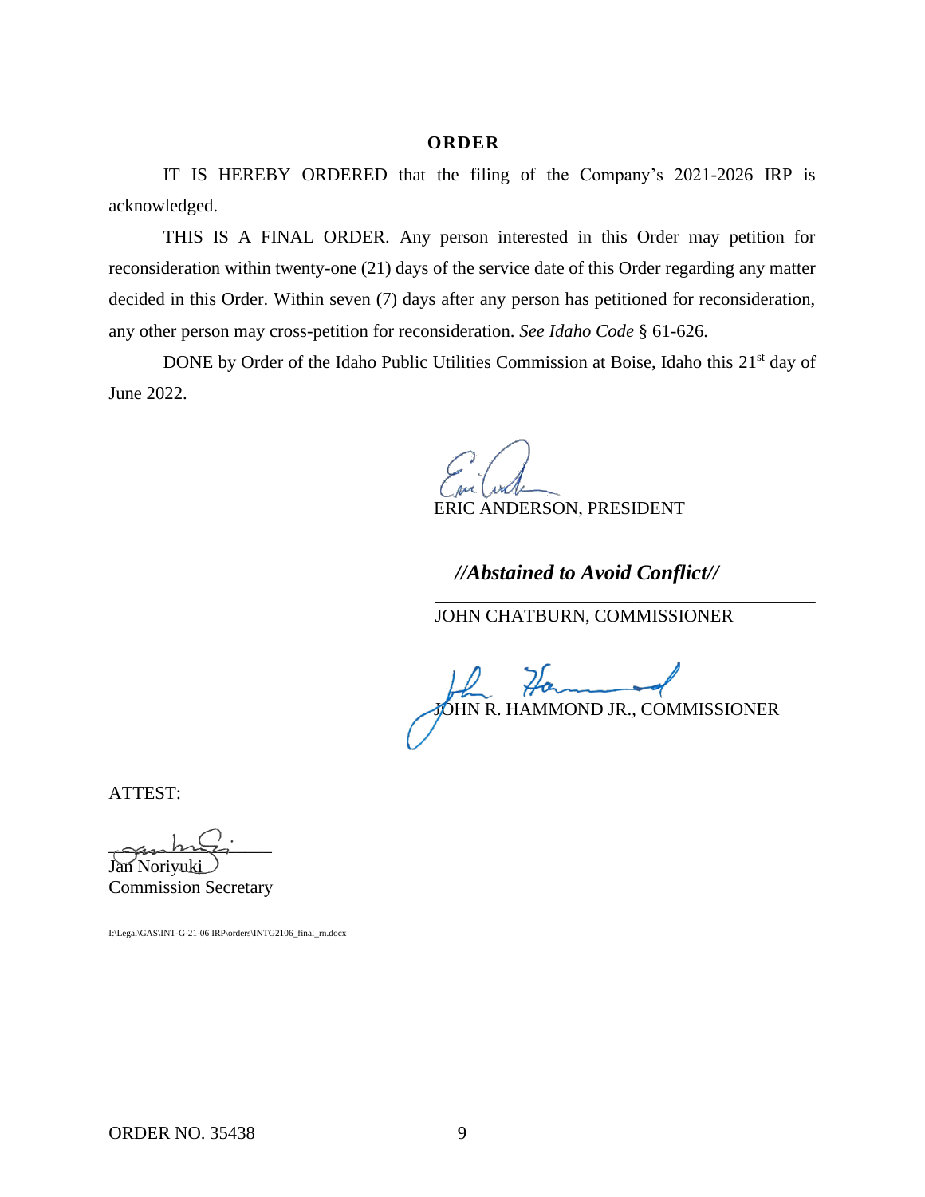## ORDER

IT IS HEREBY ORDERED that the filing of the Company's 2021-2026 IRP is acknowledged.

THIS IS A FINAL ORDER. Any person interested in this Order may petition for reconsideration within twenty-one (21) days of the service date of this Order regarding any matter decided in this Order. Within seven (7) days after any person has petitioned for reconsideration, any other person may cross-petition for reconsideration. *See Idaho Code* § 61-626.

DONE by Order of the Idaho Public Utilities Commission at Boise, Idaho this 21st day of June 2022.

ERIC ANDERSON, PRESIDENT

***//Abstained to Avoid Conflict//***

JOHN CHATBURN, COMMISSIONER

JOHN R. HAMMOND JR., COMMISSIONER

ATTEST:

Jan Noriyuki
Commission Secretary

I:\Legal\GAS\INT-G-21-06 IRP\orders\INTG2106_final_rn.docx

ORDER NO. 35438